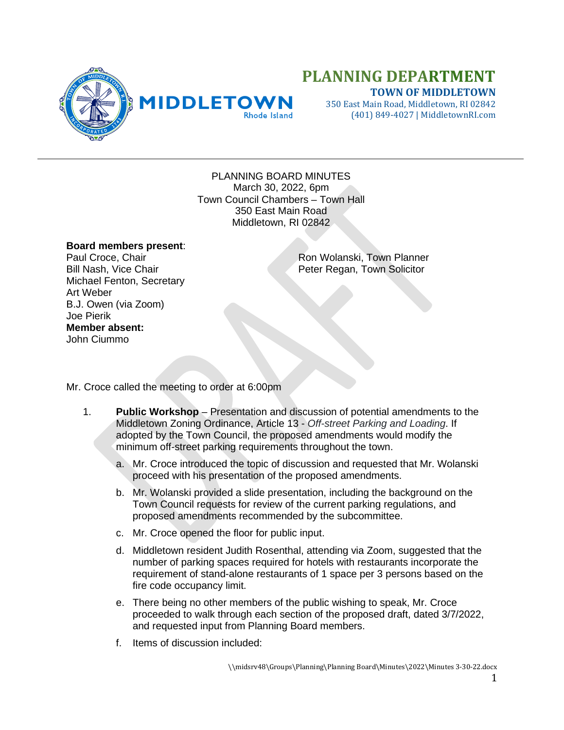# PLANNING DEPARTMENT

**TOWN OF MIDDLETOWN**
350 East Main Road, Middletown, RI 02842
(401) 849-4027 | MiddletownRI.com

PLANNING BOARD MINUTES
March 30, 2022, 6pm
Town Council Chambers – Town Hall
350 East Main Road
Middletown, RI 02842

**Board members present**:
Paul Croce, Chair
Bill Nash, Vice Chair
Michael Fenton, Secretary
Art Weber
B.J. Owen (via Zoom)
Joe Pierik

Ron Wolanski, Town Planner
Peter Regan, Town Solicitor

**Member absent:**
John Ciummo

Mr. Croce called the meeting to order at 6:00pm

1. **Public Workshop** – Presentation and discussion of potential amendments to the Middletown Zoning Ordinance, Article 13 - *Off-street Parking and Loading*. If adopted by the Town Council, the proposed amendments would modify the minimum off-street parking requirements throughout the town.

   a. Mr. Croce introduced the topic of discussion and requested that Mr. Wolanski proceed with his presentation of the proposed amendments.

   b. Mr. Wolanski provided a slide presentation, including the background on the Town Council requests for review of the current parking regulations, and proposed amendments recommended by the subcommittee.

   c. Mr. Croce opened the floor for public input.

   d. Middletown resident Judith Rosenthal, attending via Zoom, suggested that the number of parking spaces required for hotels with restaurants incorporate the requirement of stand-alone restaurants of 1 space per 3 persons based on the fire code occupancy limit.

   e. There being no other members of the public wishing to speak, Mr. Croce proceeded to walk through each section of the proposed draft, dated 3/7/2022, and requested input from Planning Board members.

   f. Items of discussion included: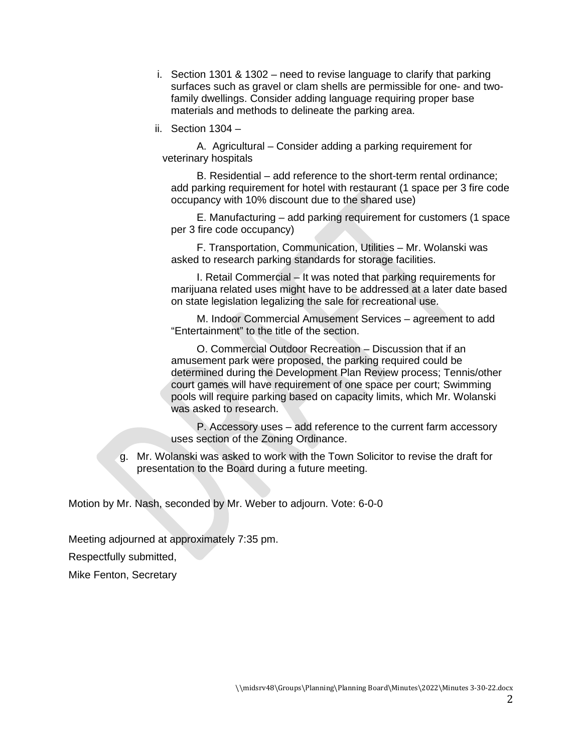i. Section 1301 & 1302 – need to revise language to clarify that parking surfaces such as gravel or clam shells are permissible for one- and two-family dwellings. Consider adding language requiring proper base materials and methods to delineate the parking area.

ii. Section 1304 –

A. Agricultural – Consider adding a parking requirement for veterinary hospitals

B. Residential – add reference to the short-term rental ordinance; add parking requirement for hotel with restaurant (1 space per 3 fire code occupancy with 10% discount due to the shared use)

E. Manufacturing – add parking requirement for customers (1 space per 3 fire code occupancy)

F. Transportation, Communication, Utilities – Mr. Wolanski was asked to research parking standards for storage facilities.

I. Retail Commercial – It was noted that parking requirements for marijuana related uses might have to be addressed at a later date based on state legislation legalizing the sale for recreational use.

M. Indoor Commercial Amusement Services – agreement to add "Entertainment" to the title of the section.

O. Commercial Outdoor Recreation – Discussion that if an amusement park were proposed, the parking required could be determined during the Development Plan Review process; Tennis/other court games will have requirement of one space per court; Swimming pools will require parking based on capacity limits, which Mr. Wolanski was asked to research.

P. Accessory uses – add reference to the current farm accessory uses section of the Zoning Ordinance.

g. Mr. Wolanski was asked to work with the Town Solicitor to revise the draft for presentation to the Board during a future meeting.

Motion by Mr. Nash, seconded by Mr. Weber to adjourn. Vote: 6-0-0

Meeting adjourned at approximately 7:35 pm.

Respectfully submitted,

Mike Fenton, Secretary